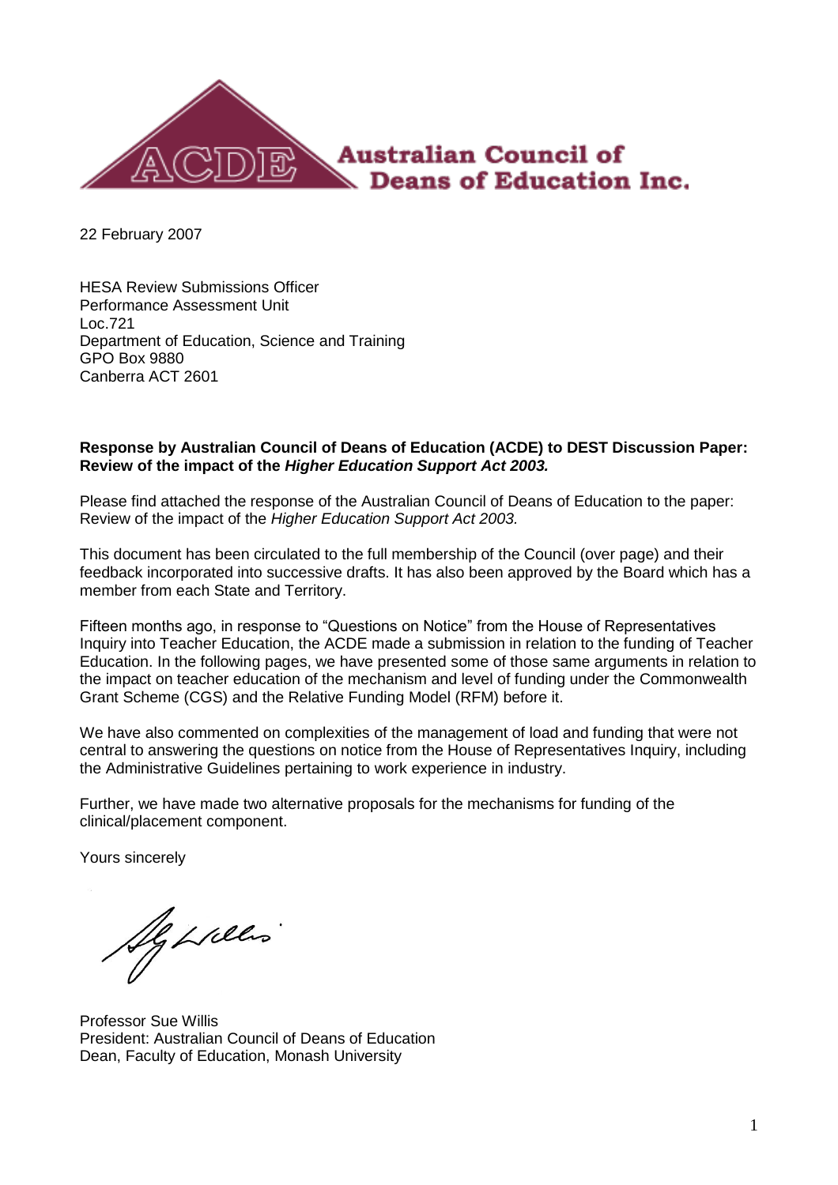**Australian Council of Deans of Education Inc.**

22 February 2007

HESA Review Submissions Officer
Performance Assessment Unit
Loc.721
Department of Education, Science and Training
GPO Box 9880
Canberra ACT 2601

**Response by Australian Council of Deans of Education (ACDE) to DEST Discussion Paper: Review of the impact of the *Higher Education Support Act 2003.***

Please find attached the response of the Australian Council of Deans of Education to the paper: Review of the impact of the *Higher Education Support Act 2003.*

This document has been circulated to the full membership of the Council (over page) and their feedback incorporated into successive drafts. It has also been approved by the Board which has a member from each State and Territory.

Fifteen months ago, in response to "Questions on Notice" from the House of Representatives Inquiry into Teacher Education, the ACDE made a submission in relation to the funding of Teacher Education. In the following pages, we have presented some of those same arguments in relation to the impact on teacher education of the mechanism and level of funding under the Commonwealth Grant Scheme (CGS) and the Relative Funding Model (RFM) before it.

We have also commented on complexities of the management of load and funding that were not central to answering the questions on notice from the House of Representatives Inquiry, including the Administrative Guidelines pertaining to work experience in industry.

Further, we have made two alternative proposals for the mechanisms for funding of the clinical/placement component.

Yours sincerely

Professor Sue Willis
President: Australian Council of Deans of Education
Dean, Faculty of Education, Monash University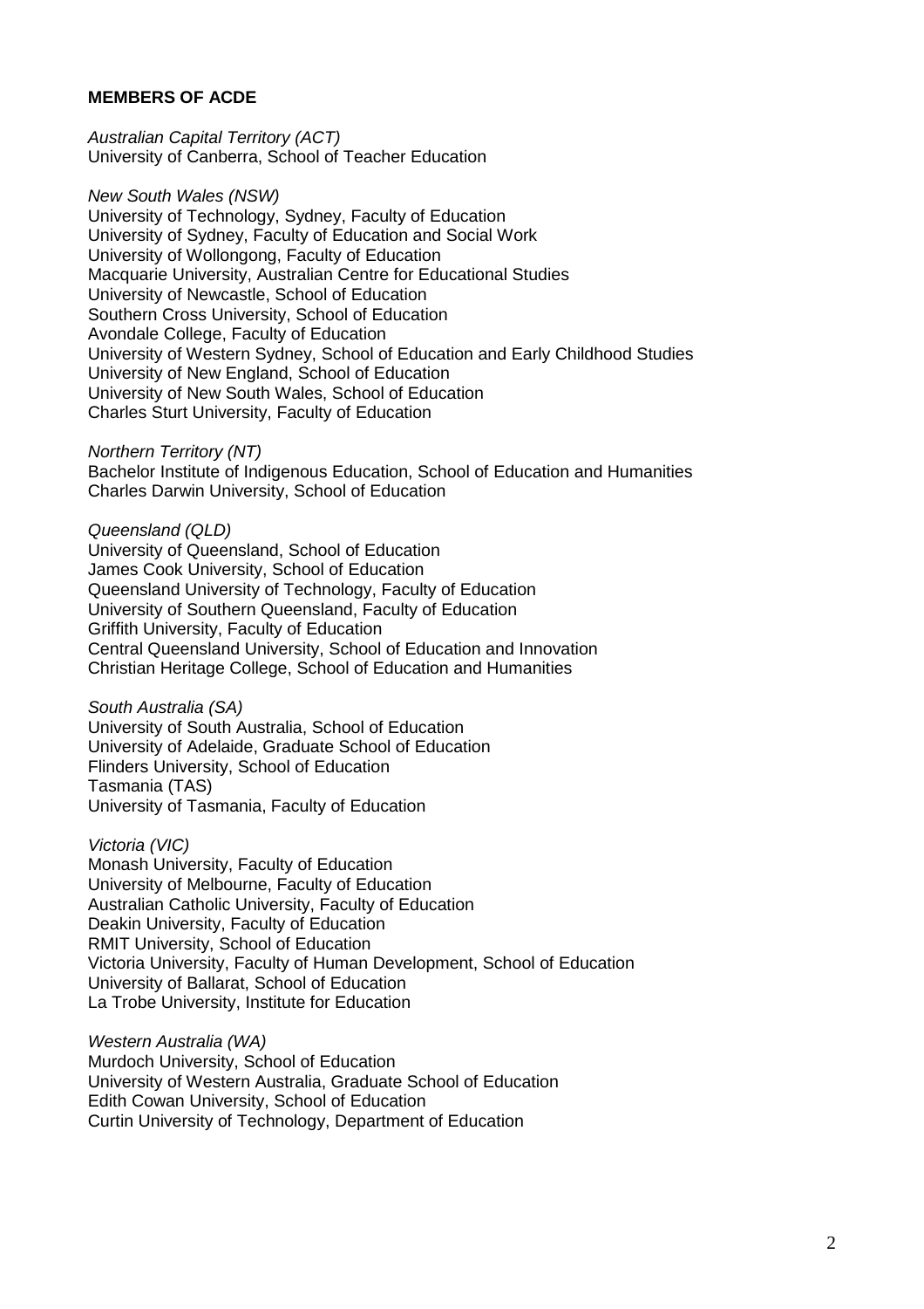**MEMBERS OF ACDE**

*Australian Capital Territory (ACT)*
University of Canberra, School of Teacher Education

*New South Wales (NSW)*
University of Technology, Sydney, Faculty of Education
University of Sydney, Faculty of Education and Social Work
University of Wollongong, Faculty of Education
Macquarie University, Australian Centre for Educational Studies
University of Newcastle, School of Education
Southern Cross University, School of Education
Avondale College, Faculty of Education
University of Western Sydney, School of Education and Early Childhood Studies
University of New England, School of Education
University of New South Wales, School of Education
Charles Sturt University, Faculty of Education

*Northern Territory (NT)*
Bachelor Institute of Indigenous Education, School of Education and Humanities
Charles Darwin University, School of Education

*Queensland (QLD)*
University of Queensland, School of Education
James Cook University, School of Education
Queensland University of Technology, Faculty of Education
University of Southern Queensland, Faculty of Education
Griffith University, Faculty of Education
Central Queensland University, School of Education and Innovation
Christian Heritage College, School of Education and Humanities

*South Australia (SA)*
University of South Australia, School of Education
University of Adelaide, Graduate School of Education
Flinders University, School of Education
Tasmania (TAS)
University of Tasmania, Faculty of Education

*Victoria (VIC)*
Monash University, Faculty of Education
University of Melbourne, Faculty of Education
Australian Catholic University, Faculty of Education
Deakin University, Faculty of Education
RMIT University, School of Education
Victoria University, Faculty of Human Development, School of Education
University of Ballarat, School of Education
La Trobe University, Institute for Education

*Western Australia (WA)*
Murdoch University, School of Education
University of Western Australia, Graduate School of Education
Edith Cowan University, School of Education
Curtin University of Technology, Department of Education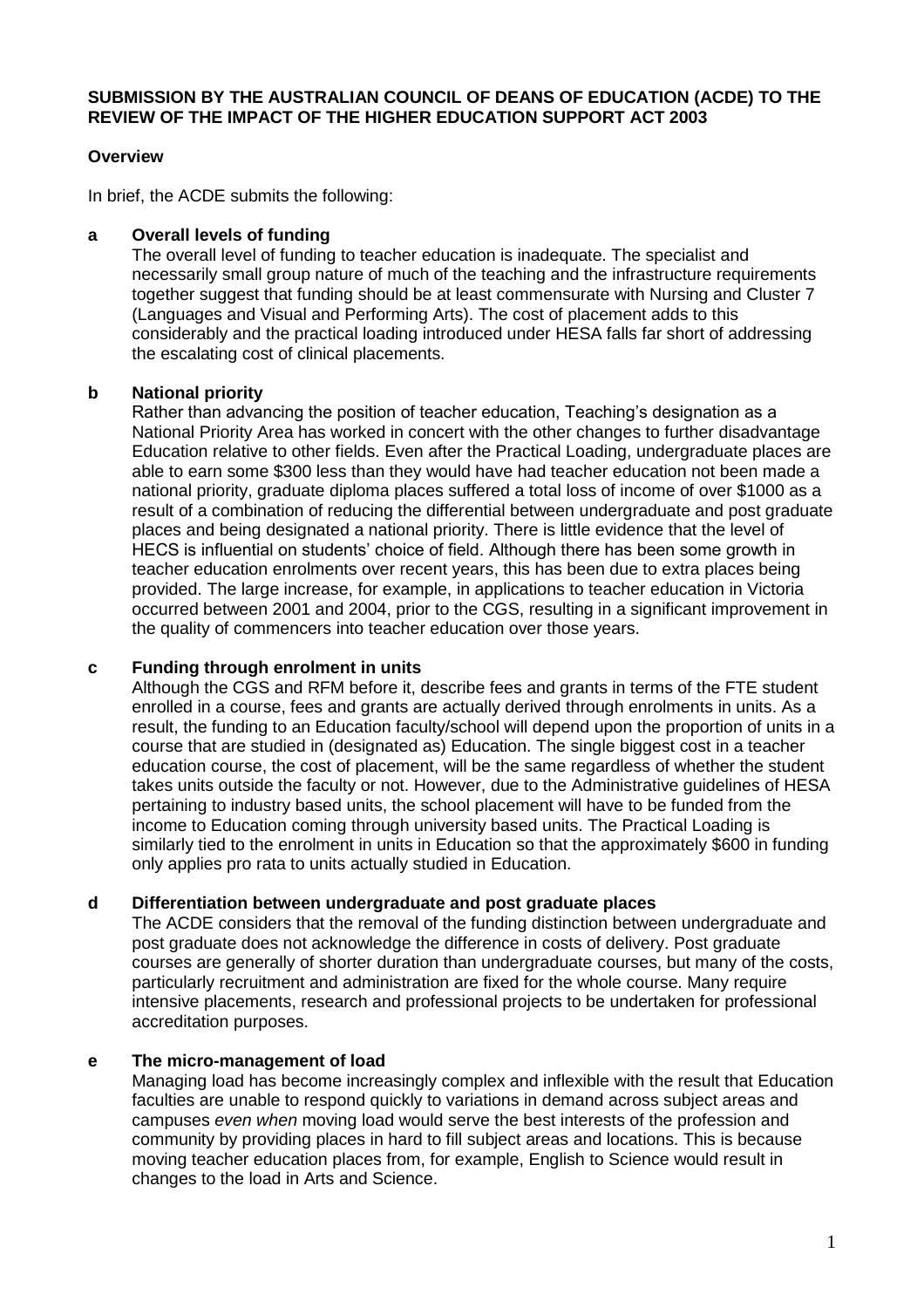**SUBMISSION BY THE AUSTRALIAN COUNCIL OF DEANS OF EDUCATION (ACDE) TO THE REVIEW OF THE IMPACT OF THE HIGHER EDUCATION SUPPORT ACT 2003**

**Overview**

In brief, the ACDE submits the following:

**a Overall levels of funding**

The overall level of funding to teacher education is inadequate. The specialist and necessarily small group nature of much of the teaching and the infrastructure requirements together suggest that funding should be at least commensurate with Nursing and Cluster 7 (Languages and Visual and Performing Arts). The cost of placement adds to this considerably and the practical loading introduced under HESA falls far short of addressing the escalating cost of clinical placements.

**b National priority**

Rather than advancing the position of teacher education, Teaching's designation as a National Priority Area has worked in concert with the other changes to further disadvantage Education relative to other fields. Even after the Practical Loading, undergraduate places are able to earn some $300 less than they would have had teacher education not been made a national priority, graduate diploma places suffered a total loss of income of over $1000 as a result of a combination of reducing the differential between undergraduate and post graduate places and being designated a national priority. There is little evidence that the level of HECS is influential on students' choice of field. Although there has been some growth in teacher education enrolments over recent years, this has been due to extra places being provided. The large increase, for example, in applications to teacher education in Victoria occurred between 2001 and 2004, prior to the CGS, resulting in a significant improvement in the quality of commencers into teacher education over those years.

**c Funding through enrolment in units**

Although the CGS and RFM before it, describe fees and grants in terms of the FTE student enrolled in a course, fees and grants are actually derived through enrolments in units. As a result, the funding to an Education faculty/school will depend upon the proportion of units in a course that are studied in (designated as) Education. The single biggest cost in a teacher education course, the cost of placement, will be the same regardless of whether the student takes units outside the faculty or not. However, due to the Administrative guidelines of HESA pertaining to industry based units, the school placement will have to be funded from the income to Education coming through university based units. The Practical Loading is similarly tied to the enrolment in units in Education so that the approximately $600 in funding only applies pro rata to units actually studied in Education.

**d Differentiation between undergraduate and post graduate places**

The ACDE considers that the removal of the funding distinction between undergraduate and post graduate does not acknowledge the difference in costs of delivery. Post graduate courses are generally of shorter duration than undergraduate courses, but many of the costs, particularly recruitment and administration are fixed for the whole course. Many require intensive placements, research and professional projects to be undertaken for professional accreditation purposes.

**e The micro-management of load**

Managing load has become increasingly complex and inflexible with the result that Education faculties are unable to respond quickly to variations in demand across subject areas and campuses *even when* moving load would serve the best interests of the profession and community by providing places in hard to fill subject areas and locations. This is because moving teacher education places from, for example, English to Science would result in changes to the load in Arts and Science.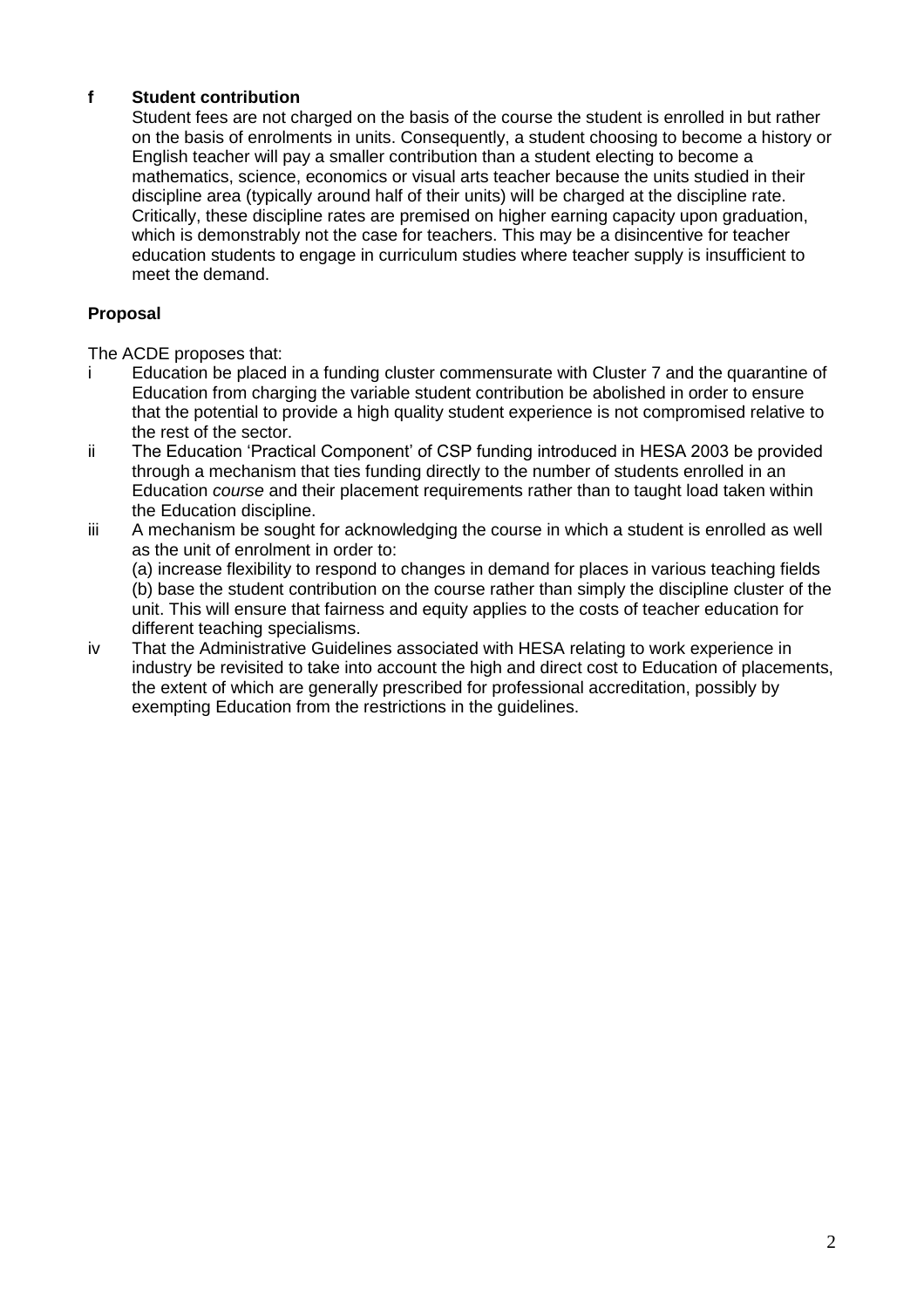**f Student contribution**

Student fees are not charged on the basis of the course the student is enrolled in but rather on the basis of enrolments in units. Consequently, a student choosing to become a history or English teacher will pay a smaller contribution than a student electing to become a mathematics, science, economics or visual arts teacher because the units studied in their discipline area (typically around half of their units) will be charged at the discipline rate. Critically, these discipline rates are premised on higher earning capacity upon graduation, which is demonstrably not the case for teachers. This may be a disincentive for teacher education students to engage in curriculum studies where teacher supply is insufficient to meet the demand.

**Proposal**

The ACDE proposes that:

- i Education be placed in a funding cluster commensurate with Cluster 7 and the quarantine of Education from charging the variable student contribution be abolished in order to ensure that the potential to provide a high quality student experience is not compromised relative to the rest of the sector.
- ii The Education 'Practical Component' of CSP funding introduced in HESA 2003 be provided through a mechanism that ties funding directly to the number of students enrolled in an Education *course* and their placement requirements rather than to taught load taken within the Education discipline.
- iii A mechanism be sought for acknowledging the course in which a student is enrolled as well as the unit of enrolment in order to:
  (a) increase flexibility to respond to changes in demand for places in various teaching fields
  (b) base the student contribution on the course rather than simply the discipline cluster of the unit. This will ensure that fairness and equity applies to the costs of teacher education for different teaching specialisms.
- iv That the Administrative Guidelines associated with HESA relating to work experience in industry be revisited to take into account the high and direct cost to Education of placements, the extent of which are generally prescribed for professional accreditation, possibly by exempting Education from the restrictions in the guidelines.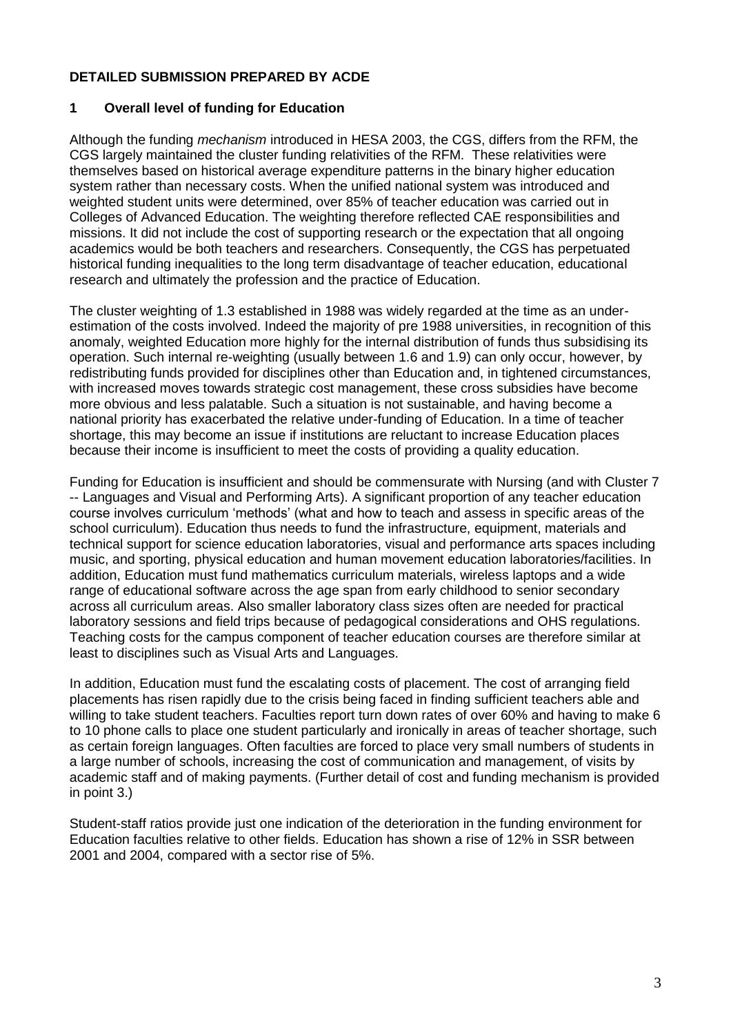**DETAILED SUBMISSION PREPARED BY ACDE**

## 1 Overall level of funding for Education

Although the funding *mechanism* introduced in HESA 2003, the CGS, differs from the RFM, the CGS largely maintained the cluster funding relativities of the RFM. These relativities were themselves based on historical average expenditure patterns in the binary higher education system rather than necessary costs. When the unified national system was introduced and weighted student units were determined, over 85% of teacher education was carried out in Colleges of Advanced Education. The weighting therefore reflected CAE responsibilities and missions. It did not include the cost of supporting research or the expectation that all ongoing academics would be both teachers and researchers. Consequently, the CGS has perpetuated historical funding inequalities to the long term disadvantage of teacher education, educational research and ultimately the profession and the practice of Education.

The cluster weighting of 1.3 established in 1988 was widely regarded at the time as an under-estimation of the costs involved. Indeed the majority of pre 1988 universities, in recognition of this anomaly, weighted Education more highly for the internal distribution of funds thus subsidising its operation. Such internal re-weighting (usually between 1.6 and 1.9) can only occur, however, by redistributing funds provided for disciplines other than Education and, in tightened circumstances, with increased moves towards strategic cost management, these cross subsidies have become more obvious and less palatable. Such a situation is not sustainable, and having become a national priority has exacerbated the relative under-funding of Education. In a time of teacher shortage, this may become an issue if institutions are reluctant to increase Education places because their income is insufficient to meet the costs of providing a quality education.

Funding for Education is insufficient and should be commensurate with Nursing (and with Cluster 7 -- Languages and Visual and Performing Arts). A significant proportion of any teacher education course involves curriculum 'methods' (what and how to teach and assess in specific areas of the school curriculum). Education thus needs to fund the infrastructure, equipment, materials and technical support for science education laboratories, visual and performance arts spaces including music, and sporting, physical education and human movement education laboratories/facilities. In addition, Education must fund mathematics curriculum materials, wireless laptops and a wide range of educational software across the age span from early childhood to senior secondary across all curriculum areas. Also smaller laboratory class sizes often are needed for practical laboratory sessions and field trips because of pedagogical considerations and OHS regulations. Teaching costs for the campus component of teacher education courses are therefore similar at least to disciplines such as Visual Arts and Languages.

In addition, Education must fund the escalating costs of placement. The cost of arranging field placements has risen rapidly due to the crisis being faced in finding sufficient teachers able and willing to take student teachers. Faculties report turn down rates of over 60% and having to make 6 to 10 phone calls to place one student particularly and ironically in areas of teacher shortage, such as certain foreign languages. Often faculties are forced to place very small numbers of students in a large number of schools, increasing the cost of communication and management, of visits by academic staff and of making payments. (Further detail of cost and funding mechanism is provided in point 3.)

Student-staff ratios provide just one indication of the deterioration in the funding environment for Education faculties relative to other fields. Education has shown a rise of 12% in SSR between 2001 and 2004, compared with a sector rise of 5%.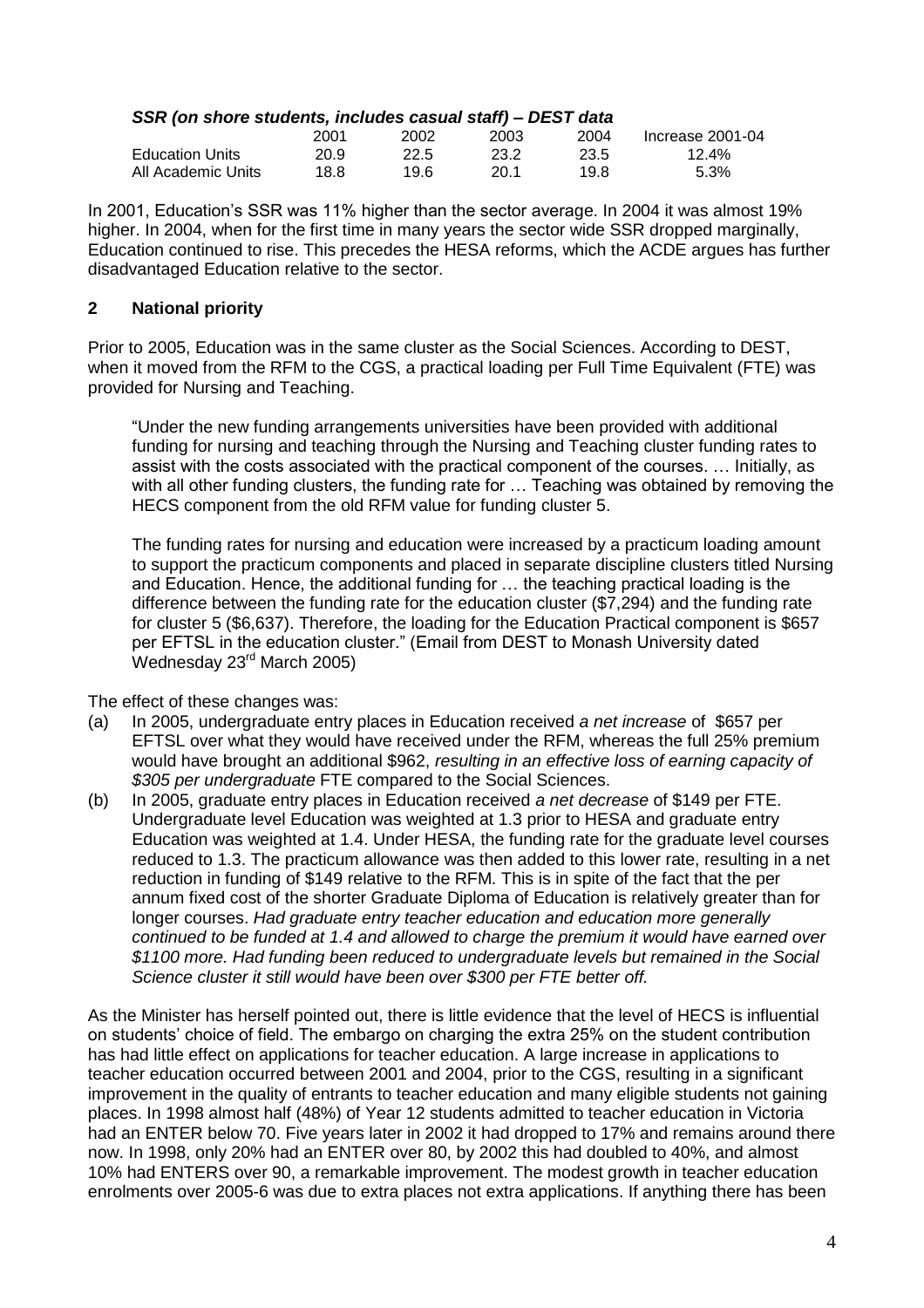***SSR (on shore students, includes casual staff) – DEST data***

| | 2001 | 2002 | 2003 | 2004 | Increase 2001-04 |
|---|---|---|---|---|---|
| Education Units | 20.9 | 22.5 | 23.2 | 23.5 | 12.4% |
| All Academic Units | 18.8 | 19.6 | 20.1 | 19.8 | 5.3% |

In 2001, Education's SSR was 11% higher than the sector average. In 2004 it was almost 19% higher. In 2004, when for the first time in many years the sector wide SSR dropped marginally, Education continued to rise. This precedes the HESA reforms, which the ACDE argues has further disadvantaged Education relative to the sector.

## 2 National priority

Prior to 2005, Education was in the same cluster as the Social Sciences. According to DEST, when it moved from the RFM to the CGS, a practical loading per Full Time Equivalent (FTE) was provided for Nursing and Teaching.

> "Under the new funding arrangements universities have been provided with additional funding for nursing and teaching through the Nursing and Teaching cluster funding rates to assist with the costs associated with the practical component of the courses. … Initially, as with all other funding clusters, the funding rate for … Teaching was obtained by removing the HECS component from the old RFM value for funding cluster 5.
>
> The funding rates for nursing and education were increased by a practicum loading amount to support the practicum components and placed in separate discipline clusters titled Nursing and Education. Hence, the additional funding for … the teaching practical loading is the difference between the funding rate for the education cluster ($7,294) and the funding rate for cluster 5 ($6,637). Therefore, the loading for the Education Practical component is $657 per EFTSL in the education cluster." (Email from DEST to Monash University dated Wednesday 23rd March 2005)

The effect of these changes was:

(a) In 2005, undergraduate entry places in Education received *a net increase* of $657 per EFTSL over what they would have received under the RFM, whereas the full 25% premium would have brought an additional $962, *resulting in an effective loss of earning capacity of $305 per undergraduate* FTE compared to the Social Sciences.

(b) In 2005, graduate entry places in Education received *a net decrease* of $149 per FTE. Undergraduate level Education was weighted at 1.3 prior to HESA and graduate entry Education was weighted at 1.4. Under HESA, the funding rate for the graduate level courses reduced to 1.3. The practicum allowance was then added to this lower rate, resulting in a net reduction in funding of $149 relative to the RFM. This is in spite of the fact that the per annum fixed cost of the shorter Graduate Diploma of Education is relatively greater than for longer courses. *Had graduate entry teacher education and education more generally continued to be funded at 1.4 and allowed to charge the premium it would have earned over $1100 more. Had funding been reduced to undergraduate levels but remained in the Social Science cluster it still would have been over $300 per FTE better off.*

As the Minister has herself pointed out, there is little evidence that the level of HECS is influential on students' choice of field. The embargo on charging the extra 25% on the student contribution has had little effect on applications for teacher education. A large increase in applications to teacher education occurred between 2001 and 2004, prior to the CGS, resulting in a significant improvement in the quality of entrants to teacher education and many eligible students not gaining places. In 1998 almost half (48%) of Year 12 students admitted to teacher education in Victoria had an ENTER below 70. Five years later in 2002 it had dropped to 17% and remains around there now. In 1998, only 20% had an ENTER over 80, by 2002 this had doubled to 40%, and almost 10% had ENTERS over 90, a remarkable improvement. The modest growth in teacher education enrolments over 2005-6 was due to extra places not extra applications. If anything there has been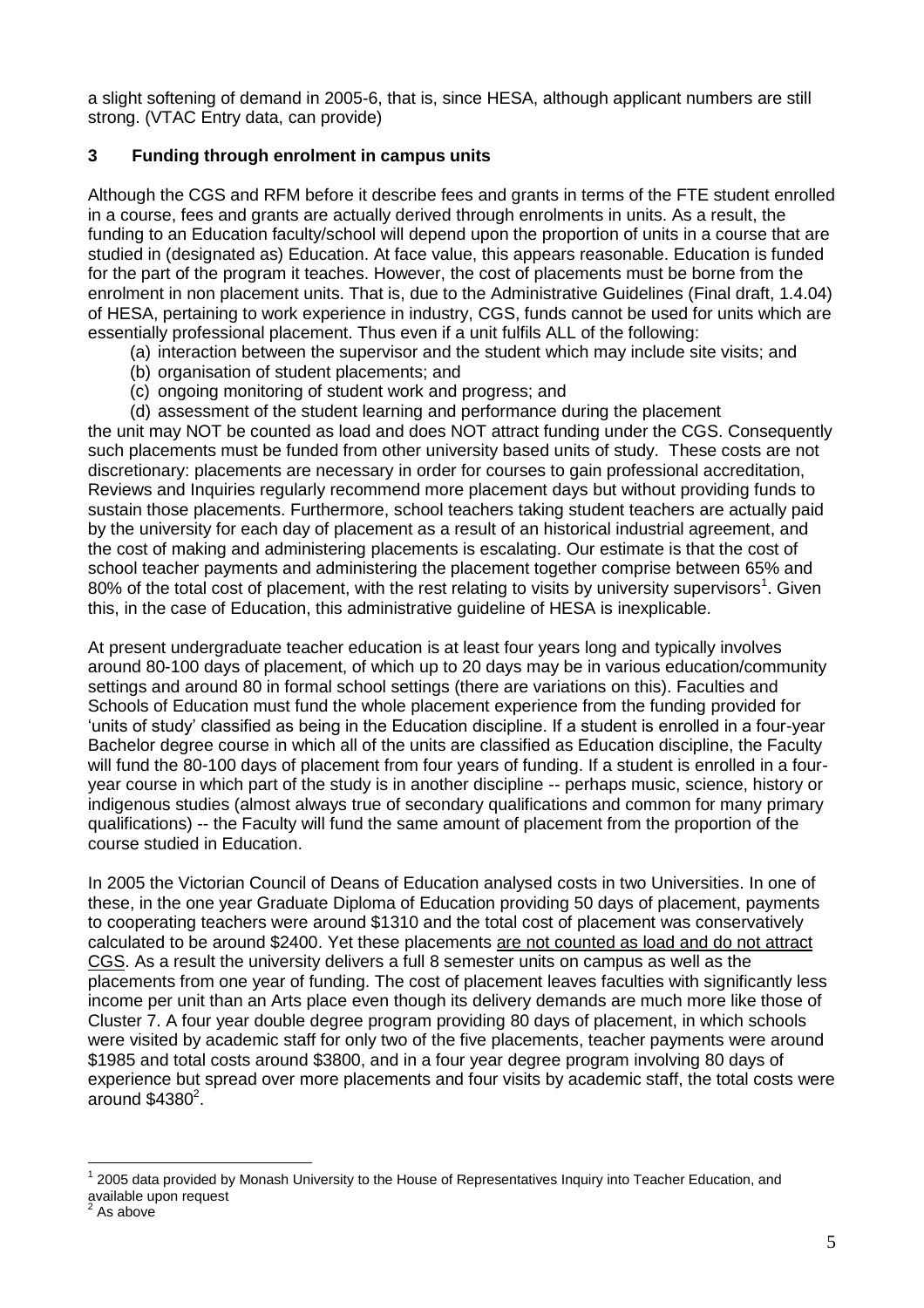a slight softening of demand in 2005-6, that is, since HESA, although applicant numbers are still strong. (VTAC Entry data, can provide)

## 3 Funding through enrolment in campus units

Although the CGS and RFM before it describe fees and grants in terms of the FTE student enrolled in a course, fees and grants are actually derived through enrolments in units. As a result, the funding to an Education faculty/school will depend upon the proportion of units in a course that are studied in (designated as) Education. At face value, this appears reasonable. Education is funded for the part of the program it teaches. However, the cost of placements must be borne from the enrolment in non placement units. That is, due to the Administrative Guidelines (Final draft, 1.4.04) of HESA, pertaining to work experience in industry, CGS, funds cannot be used for units which are essentially professional placement. Thus even if a unit fulfils ALL of the following:

(a) interaction between the supervisor and the student which may include site visits; and
(b) organisation of student placements; and
(c) ongoing monitoring of student work and progress; and
(d) assessment of the student learning and performance during the placement

the unit may NOT be counted as load and does NOT attract funding under the CGS. Consequently such placements must be funded from other university based units of study. These costs are not discretionary: placements are necessary in order for courses to gain professional accreditation, Reviews and Inquiries regularly recommend more placement days but without providing funds to sustain those placements. Furthermore, school teachers taking student teachers are actually paid by the university for each day of placement as a result of an historical industrial agreement, and the cost of making and administering placements is escalating. Our estimate is that the cost of school teacher payments and administering the placement together comprise between 65% and 80% of the total cost of placement, with the rest relating to visits by university supervisors[1]. Given this, in the case of Education, this administrative guideline of HESA is inexplicable.

At present undergraduate teacher education is at least four years long and typically involves around 80-100 days of placement, of which up to 20 days may be in various education/community settings and around 80 in formal school settings (there are variations on this). Faculties and Schools of Education must fund the whole placement experience from the funding provided for 'units of study' classified as being in the Education discipline. If a student is enrolled in a four-year Bachelor degree course in which all of the units are classified as Education discipline, the Faculty will fund the 80-100 days of placement from four years of funding. If a student is enrolled in a four-year course in which part of the study is in another discipline -- perhaps music, science, history or indigenous studies (almost always true of secondary qualifications and common for many primary qualifications) -- the Faculty will fund the same amount of placement from the proportion of the course studied in Education.

In 2005 the Victorian Council of Deans of Education analysed costs in two Universities. In one of these, in the one year Graduate Diploma of Education providing 50 days of placement, payments to cooperating teachers were around $1310 and the total cost of placement was conservatively calculated to be around $2400. Yet these placements <u>are not counted as load and do not attract CGS</u>. As a result the university delivers a full 8 semester units on campus as well as the placements from one year of funding. The cost of placement leaves faculties with significantly less income per unit than an Arts place even though its delivery demands are much more like those of Cluster 7. A four year double degree program providing 80 days of placement, in which schools were visited by academic staff for only two of the five placements, teacher payments were around $1985 and total costs around $3800, and in a four year degree program involving 80 days of experience but spread over more placements and four visits by academic staff, the total costs were around $4380[2].

---

[1] 2005 data provided by Monash University to the House of Representatives Inquiry into Teacher Education, and available upon request

[2] As above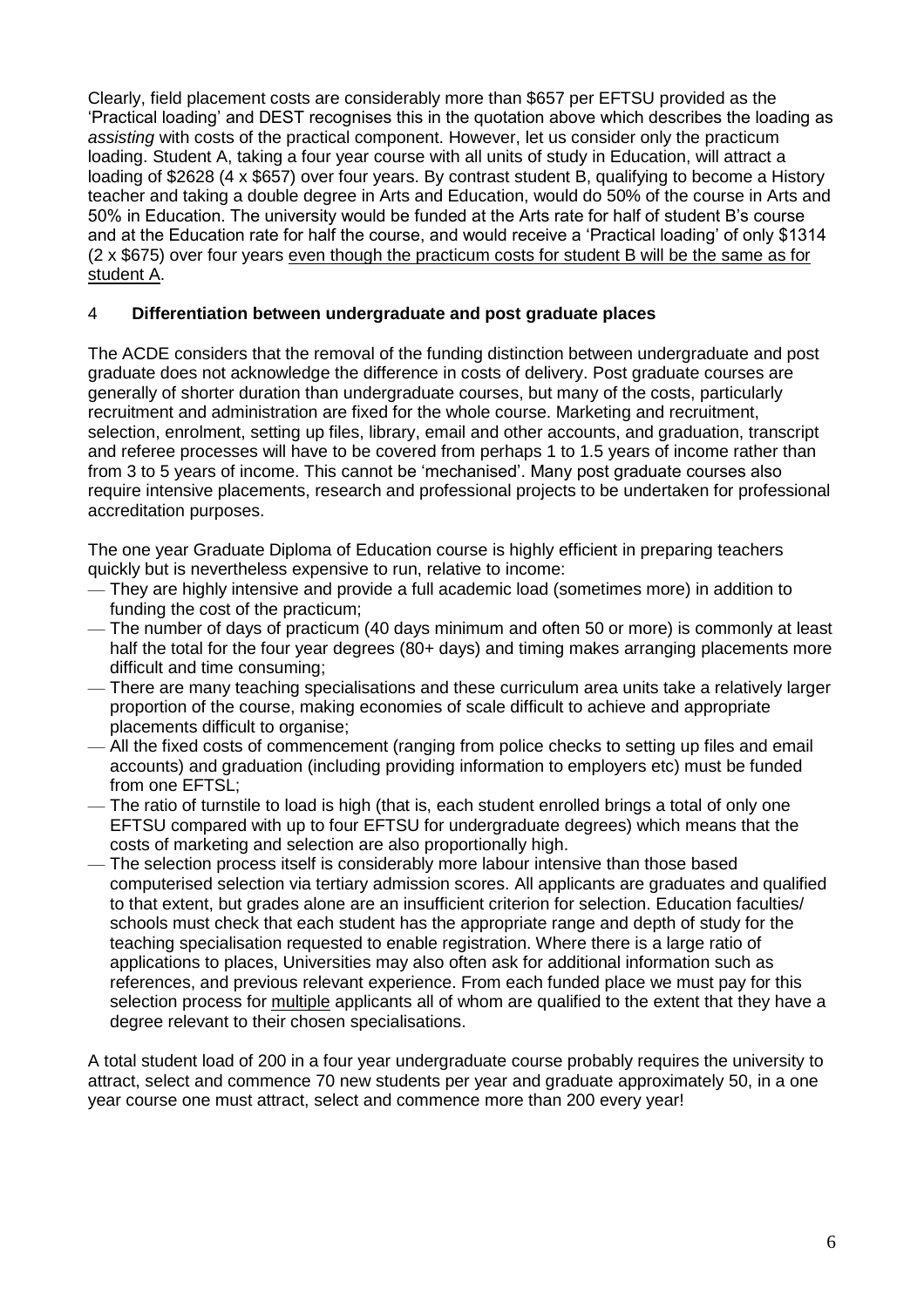Clearly, field placement costs are considerably more than $657 per EFTSU provided as the 'Practical loading' and DEST recognises this in the quotation above which describes the loading as *assisting* with costs of the practical component. However, let us consider only the practicum loading. Student A, taking a four year course with all units of study in Education, will attract a loading of $2628 (4 x $657) over four years. By contrast student B, qualifying to become a History teacher and taking a double degree in Arts and Education, would do 50% of the course in Arts and 50% in Education. The university would be funded at the Arts rate for half of student B's course and at the Education rate for half the course, and would receive a 'Practical loading' of only $1314 (2 x $675) over four years <u>even though the practicum costs for student B will be the same as for student A</u>.

## 4 **Differentiation between undergraduate and post graduate places**

The ACDE considers that the removal of the funding distinction between undergraduate and post graduate does not acknowledge the difference in costs of delivery. Post graduate courses are generally of shorter duration than undergraduate courses, but many of the costs, particularly recruitment and administration are fixed for the whole course. Marketing and recruitment, selection, enrolment, setting up files, library, email and other accounts, and graduation, transcript and referee processes will have to be covered from perhaps 1 to 1.5 years of income rather than from 3 to 5 years of income. This cannot be 'mechanised'. Many post graduate courses also require intensive placements, research and professional projects to be undertaken for professional accreditation purposes.

The one year Graduate Diploma of Education course is highly efficient in preparing teachers quickly but is nevertheless expensive to run, relative to income:

- They are highly intensive and provide a full academic load (sometimes more) in addition to funding the cost of the practicum;
- The number of days of practicum (40 days minimum and often 50 or more) is commonly at least half the total for the four year degrees (80+ days) and timing makes arranging placements more difficult and time consuming;
- There are many teaching specialisations and these curriculum area units take a relatively larger proportion of the course, making economies of scale difficult to achieve and appropriate placements difficult to organise;
- All the fixed costs of commencement (ranging from police checks to setting up files and email accounts) and graduation (including providing information to employers etc) must be funded from one EFTSL;
- The ratio of turnstile to load is high (that is, each student enrolled brings a total of only one EFTSU compared with up to four EFTSU for undergraduate degrees) which means that the costs of marketing and selection are also proportionally high.
- The selection process itself is considerably more labour intensive than those based computerised selection via tertiary admission scores. All applicants are graduates and qualified to that extent, but grades alone are an insufficient criterion for selection. Education faculties/ schools must check that each student has the appropriate range and depth of study for the teaching specialisation requested to enable registration. Where there is a large ratio of applications to places, Universities may also often ask for additional information such as references, and previous relevant experience. From each funded place we must pay for this selection process for <u>multiple</u> applicants all of whom are qualified to the extent that they have a degree relevant to their chosen specialisations.

A total student load of 200 in a four year undergraduate course probably requires the university to attract, select and commence 70 new students per year and graduate approximately 50, in a one year course one must attract, select and commence more than 200 every year!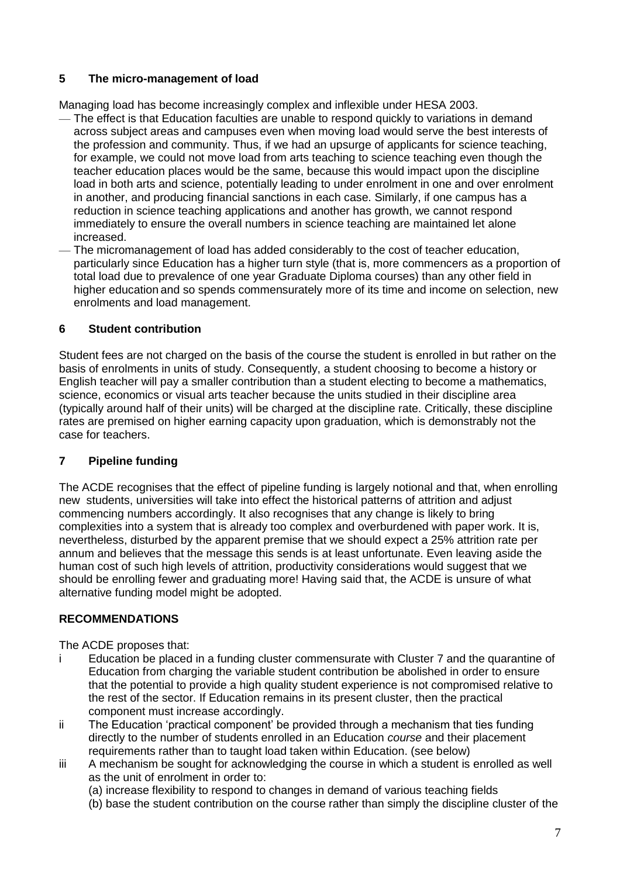## 5 The micro-management of load

Managing load has become increasingly complex and inflexible under HESA 2003.

- The effect is that Education faculties are unable to respond quickly to variations in demand across subject areas and campuses even when moving load would serve the best interests of the profession and community. Thus, if we had an upsurge of applicants for science teaching, for example, we could not move load from arts teaching to science teaching even though the teacher education places would be the same, because this would impact upon the discipline load in both arts and science, potentially leading to under enrolment in one and over enrolment in another, and producing financial sanctions in each case. Similarly, if one campus has a reduction in science teaching applications and another has growth, we cannot respond immediately to ensure the overall numbers in science teaching are maintained let alone increased.
- The micromanagement of load has added considerably to the cost of teacher education, particularly since Education has a higher turn style (that is, more commencers as a proportion of total load due to prevalence of one year Graduate Diploma courses) than any other field in higher education and so spends commensurately more of its time and income on selection, new enrolments and load management.

## 6 Student contribution

Student fees are not charged on the basis of the course the student is enrolled in but rather on the basis of enrolments in units of study. Consequently, a student choosing to become a history or English teacher will pay a smaller contribution than a student electing to become a mathematics, science, economics or visual arts teacher because the units studied in their discipline area (typically around half of their units) will be charged at the discipline rate. Critically, these discipline rates are premised on higher earning capacity upon graduation, which is demonstrably not the case for teachers.

## 7 Pipeline funding

The ACDE recognises that the effect of pipeline funding is largely notional and that, when enrolling new students, universities will take into effect the historical patterns of attrition and adjust commencing numbers accordingly. It also recognises that any change is likely to bring complexities into a system that is already too complex and overburdened with paper work. It is, nevertheless, disturbed by the apparent premise that we should expect a 25% attrition rate per annum and believes that the message this sends is at least unfortunate. Even leaving aside the human cost of such high levels of attrition, productivity considerations would suggest that we should be enrolling fewer and graduating more! Having said that, the ACDE is unsure of what alternative funding model might be adopted.

## RECOMMENDATIONS

The ACDE proposes that:

i. Education be placed in a funding cluster commensurate with Cluster 7 and the quarantine of Education from charging the variable student contribution be abolished in order to ensure that the potential to provide a high quality student experience is not compromised relative to the rest of the sector. If Education remains in its present cluster, then the practical component must increase accordingly.

ii. The Education 'practical component' be provided through a mechanism that ties funding directly to the number of students enrolled in an Education *course* and their placement requirements rather than to taught load taken within Education. (see below)

iii. A mechanism be sought for acknowledging the course in which a student is enrolled as well as the unit of enrolment in order to:
   (a) increase flexibility to respond to changes in demand of various teaching fields
   (b) base the student contribution on the course rather than simply the discipline cluster of the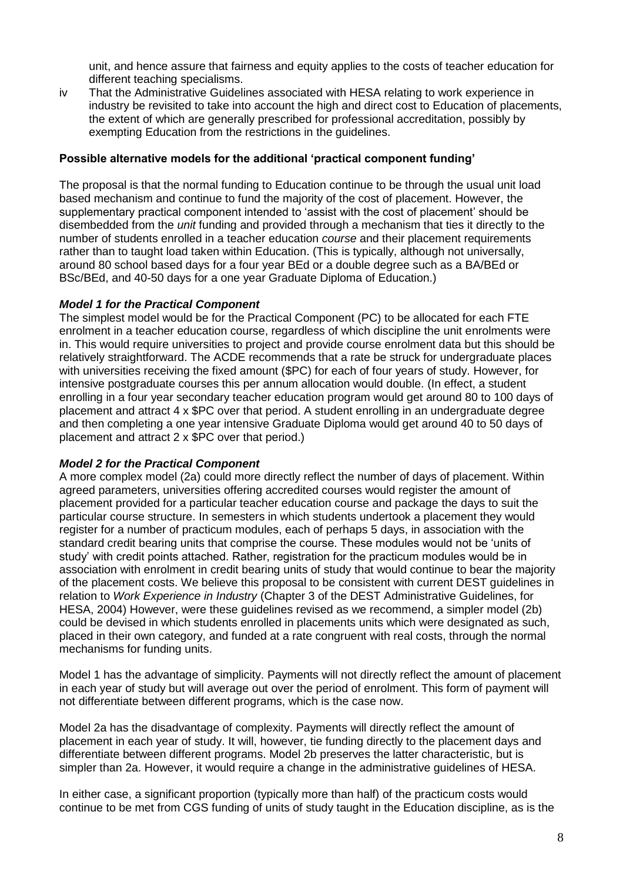unit, and hence assure that fairness and equity applies to the costs of teacher education for different teaching specialisms.

iv That the Administrative Guidelines associated with HESA relating to work experience in industry be revisited to take into account the high and direct cost to Education of placements, the extent of which are generally prescribed for professional accreditation, possibly by exempting Education from the restrictions in the guidelines.

**Possible alternative models for the additional 'practical component funding'**

The proposal is that the normal funding to Education continue to be through the usual unit load based mechanism and continue to fund the majority of the cost of placement. However, the supplementary practical component intended to 'assist with the cost of placement' should be disembedded from the *unit* funding and provided through a mechanism that ties it directly to the number of students enrolled in a teacher education *course* and their placement requirements rather than to taught load taken within Education. (This is typically, although not universally, around 80 school based days for a four year BEd or a double degree such as a BA/BEd or BSc/BEd, and 40-50 days for a one year Graduate Diploma of Education.)

***Model 1 for the Practical Component***

The simplest model would be for the Practical Component (PC) to be allocated for each FTE enrolment in a teacher education course, regardless of which discipline the unit enrolments were in. This would require universities to project and provide course enrolment data but this should be relatively straightforward. The ACDE recommends that a rate be struck for undergraduate places with universities receiving the fixed amount ($PC) for each of four years of study. However, for intensive postgraduate courses this per annum allocation would double. (In effect, a student enrolling in a four year secondary teacher education program would get around 80 to 100 days of placement and attract 4 x $PC over that period. A student enrolling in an undergraduate degree and then completing a one year intensive Graduate Diploma would get around 40 to 50 days of placement and attract 2 x $PC over that period.)

***Model 2 for the Practical Component***

A more complex model (2a) could more directly reflect the number of days of placement. Within agreed parameters, universities offering accredited courses would register the amount of placement provided for a particular teacher education course and package the days to suit the particular course structure. In semesters in which students undertook a placement they would register for a number of practicum modules, each of perhaps 5 days, in association with the standard credit bearing units that comprise the course. These modules would not be 'units of study' with credit points attached. Rather, registration for the practicum modules would be in association with enrolment in credit bearing units of study that would continue to bear the majority of the placement costs. We believe this proposal to be consistent with current DEST guidelines in relation to *Work Experience in Industry* (Chapter 3 of the DEST Administrative Guidelines, for HESA, 2004) However, were these guidelines revised as we recommend, a simpler model (2b) could be devised in which students enrolled in placements units which were designated as such, placed in their own category, and funded at a rate congruent with real costs, through the normal mechanisms for funding units.

Model 1 has the advantage of simplicity. Payments will not directly reflect the amount of placement in each year of study but will average out over the period of enrolment. This form of payment will not differentiate between different programs, which is the case now.

Model 2a has the disadvantage of complexity. Payments will directly reflect the amount of placement in each year of study. It will, however, tie funding directly to the placement days and differentiate between different programs. Model 2b preserves the latter characteristic, but is simpler than 2a. However, it would require a change in the administrative guidelines of HESA.

In either case, a significant proportion (typically more than half) of the practicum costs would continue to be met from CGS funding of units of study taught in the Education discipline, as is the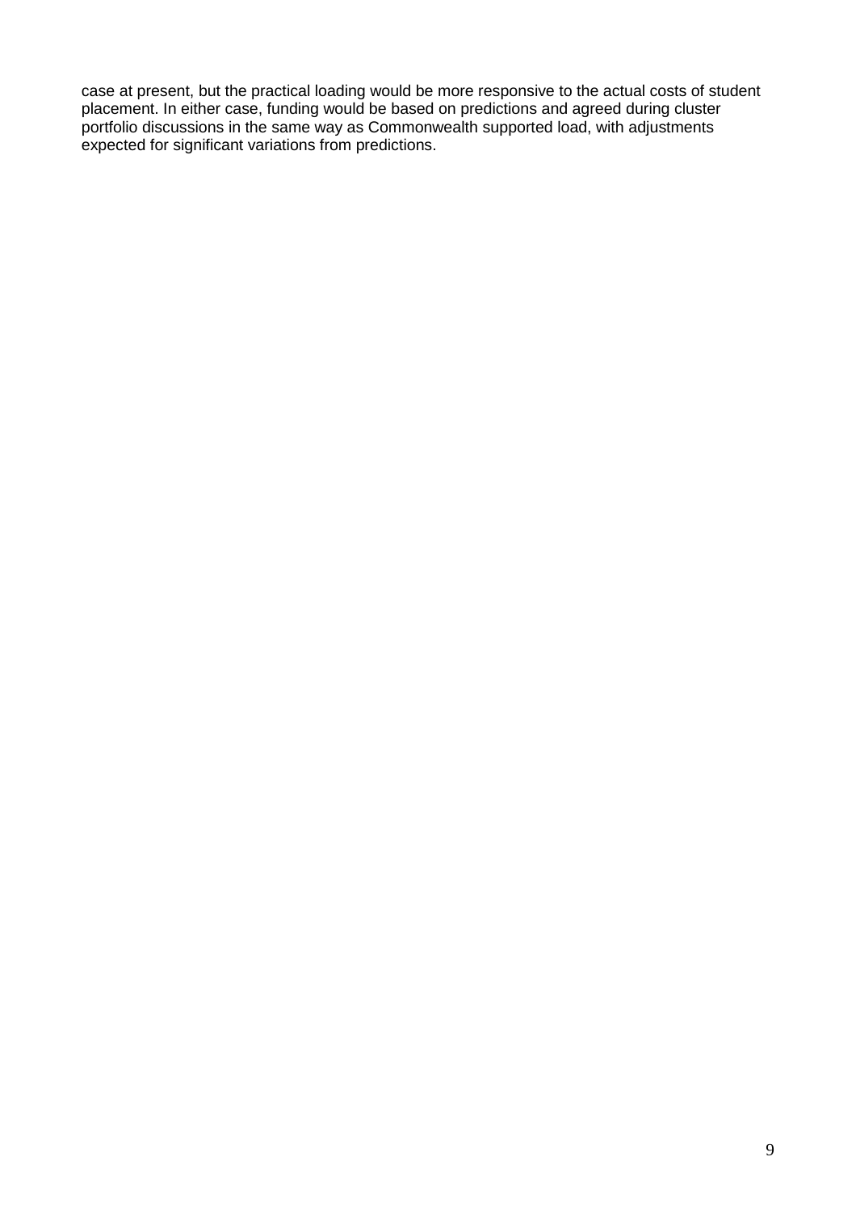case at present, but the practical loading would be more responsive to the actual costs of student placement. In either case, funding would be based on predictions and agreed during cluster portfolio discussions in the same way as Commonwealth supported load, with adjustments expected for significant variations from predictions.